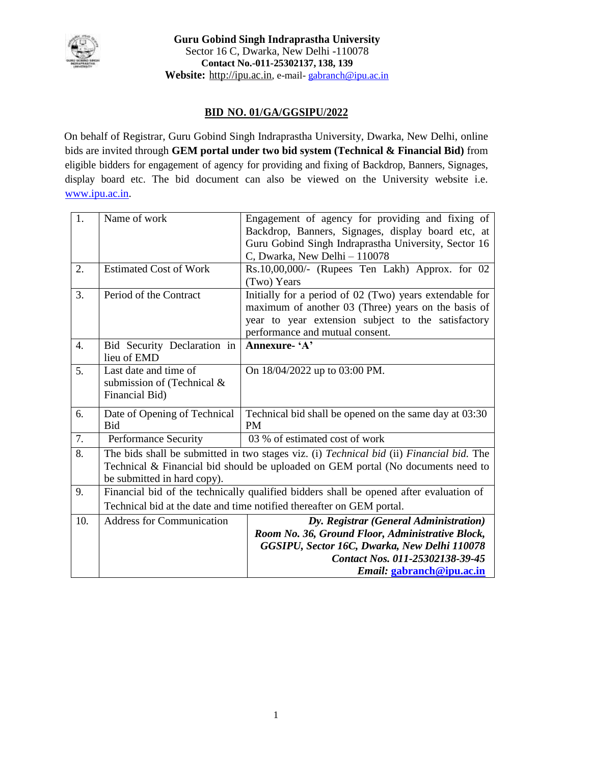**Guru Gobind Singh Indraprastha University**
Sector 16 C, Dwarka, New Delhi -110078
**Contact No.-011-25302137, 138, 139**
**Website:** http://ipu.ac.in, e-mail- gabranch@ipu.ac.in

## BID NO. 01/GA/GGSIPU/2022

On behalf of Registrar, Guru Gobind Singh Indraprastha University, Dwarka, New Delhi, online bids are invited through **GEM portal under two bid system (Technical & Financial Bid)** from eligible bidders for engagement of agency for providing and fixing of Backdrop, Banners, Signages, display board etc. The bid document can also be viewed on the University website i.e. www.ipu.ac.in.

| | | |
|---|---|---|
| 1. | Name of work | Engagement of agency for providing and fixing of Backdrop, Banners, Signages, display board etc, at Guru Gobind Singh Indraprastha University, Sector 16 C, Dwarka, New Delhi – 110078 |
| 2. | Estimated Cost of Work | Rs.10,00,000/- (Rupees Ten Lakh) Approx. for 02 (Two) Years |
| 3. | Period of the Contract | Initially for a period of 02 (Two) years extendable for maximum of another 03 (Three) years on the basis of year to year extension subject to the satisfactory performance and mutual consent. |
| 4. | Bid Security Declaration in lieu of EMD | **Annexure- 'A'** |
| 5. | Last date and time of submission of (Technical & Financial Bid) | On 18/04/2022 up to 03:00 PM. |
| 6. | Date of Opening of Technical Bid | Technical bid shall be opened on the same day at 03:30 PM |
| 7. | Performance Security | 03 % of estimated cost of work |
| 8. | The bids shall be submitted in two stages viz. (i) *Technical bid* (ii) *Financial bid.* The Technical & Financial bid should be uploaded on GEM portal (No documents need to be submitted in hard copy). | |
| 9. | Financial bid of the technically qualified bidders shall be opened after evaluation of Technical bid at the date and time notified thereafter on GEM portal. | |
| 10. | Address for Communication | ***Dy. Registrar (General Administration)*** ***Room No. 36, Ground Floor, Administrative Block,*** ***GGSIPU, Sector 16C, Dwarka, New Delhi 110078*** ***Contact Nos. 011-25302138-39-45*** ***Email: gabranch@ipu.ac.in*** |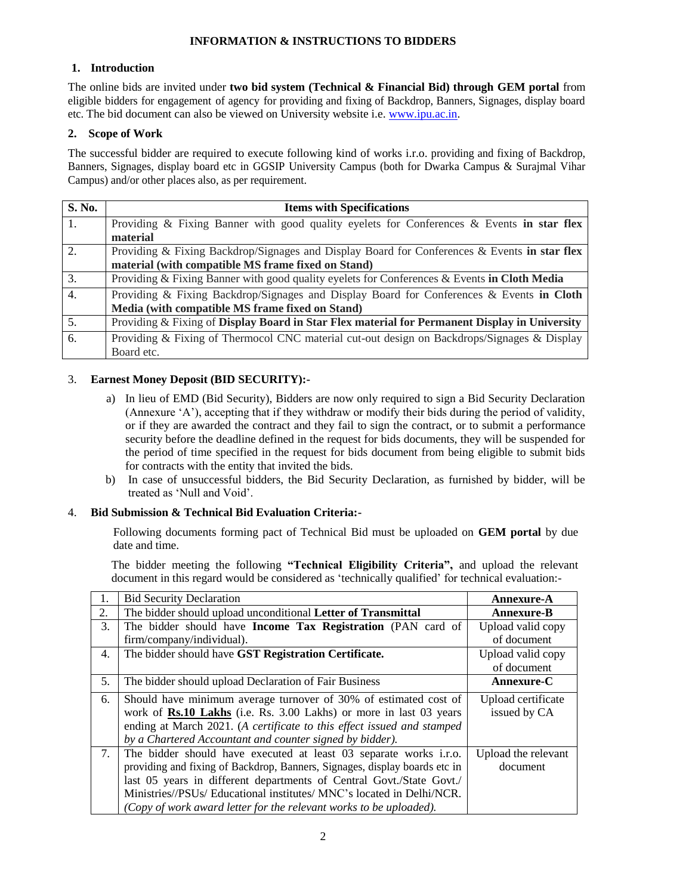## INFORMATION & INSTRUCTIONS TO BIDDERS

### 1. Introduction

The online bids are invited under **two bid system (Technical & Financial Bid) through GEM portal** from eligible bidders for engagement of agency for providing and fixing of Backdrop, Banners, Signages, display board etc. The bid document can also be viewed on University website i.e. www.ipu.ac.in.

### 2. Scope of Work

The successful bidder are required to execute following kind of works i.r.o. providing and fixing of Backdrop, Banners, Signages, display board etc in GGSIP University Campus (both for Dwarka Campus & Surajmal Vihar Campus) and/or other places also, as per requirement.

| S. No. | Items with Specifications |
|---|---|
| 1. | Providing & Fixing Banner with good quality eyelets for Conferences & Events **in star flex material** |
| 2. | Providing & Fixing Backdrop/Signages and Display Board for Conferences & Events **in star flex material (with compatible MS frame fixed on Stand)** |
| 3. | Providing & Fixing Banner with good quality eyelets for Conferences & Events **in Cloth Media** |
| 4. | Providing & Fixing Backdrop/Signages and Display Board for Conferences & Events **in Cloth Media (with compatible MS frame fixed on Stand)** |
| 5. | Providing & Fixing of **Display Board in Star Flex material for Permanent Display in University** |
| 6. | Providing & Fixing of Thermocol CNC material cut-out design on Backdrops/Signages & Display Board etc. |

### 3. Earnest Money Deposit (BID SECURITY):-

a) In lieu of EMD (Bid Security), Bidders are now only required to sign a Bid Security Declaration (Annexure 'A'), accepting that if they withdraw or modify their bids during the period of validity, or if they are awarded the contract and they fail to sign the contract, or to submit a performance security before the deadline defined in the request for bids documents, they will be suspended for the period of time specified in the request for bids document from being eligible to submit bids for contracts with the entity that invited the bids.

b) In case of unsuccessful bidders, the Bid Security Declaration, as furnished by bidder, will be treated as 'Null and Void'.

### 4. Bid Submission & Technical Bid Evaluation Criteria:-

Following documents forming pact of Technical Bid must be uploaded on **GEM portal** by due date and time.

The bidder meeting the following **"Technical Eligibility Criteria",** and upload the relevant document in this regard would be considered as 'technically qualified' for technical evaluation:-

| | | |
|---|---|---|
| 1. | Bid Security Declaration | **Annexure-A** |
| 2. | The bidder should upload unconditional **Letter of Transmittal** | **Annexure-B** |
| 3. | The bidder should have **Income Tax Registration** (PAN card of firm/company/individual). | Upload valid copy of document |
| 4. | The bidder should have **GST Registration Certificate.** | Upload valid copy of document |
| 5. | The bidder should upload Declaration of Fair Business | **Annexure-C** |
| 6. | Should have minimum average turnover of 30% of estimated cost of work of **Rs.10 Lakhs** (i.e. Rs. 3.00 Lakhs) or more in last 03 years ending at March 2021. (*A certificate to this effect issued and stamped by a Chartered Accountant and counter signed by bidder).* | Upload certificate issued by CA |
| 7. | The bidder should have executed at least 03 separate works i.r.o. providing and fixing of Backdrop, Banners, Signages, display boards etc in last 05 years in different departments of Central Govt./State Govt./ Ministries//PSUs/ Educational institutes/ MNC's located in Delhi/NCR. *(Copy of work award letter for the relevant works to be uploaded).* | Upload the relevant document |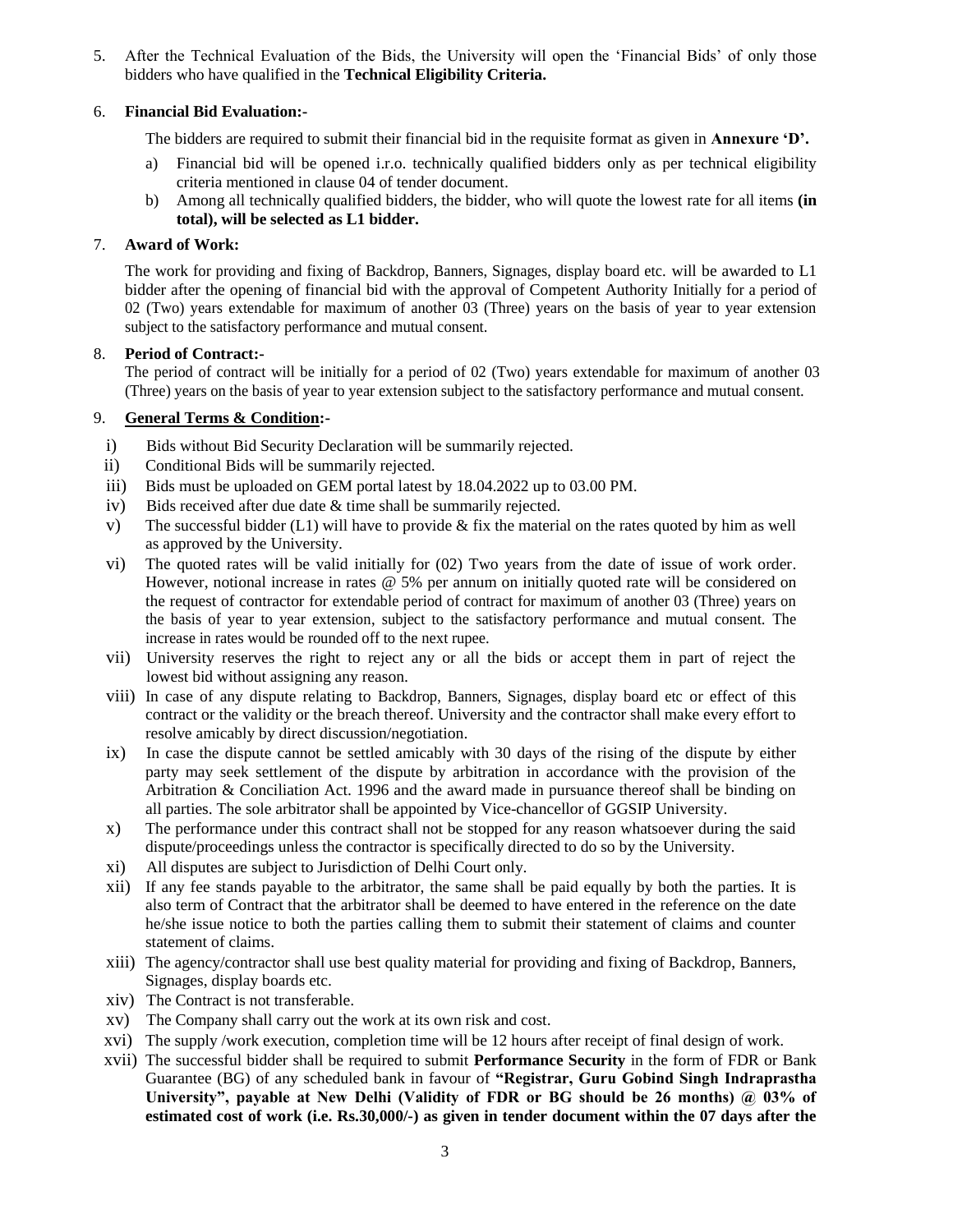5. After the Technical Evaluation of the Bids, the University will open the 'Financial Bids' of only those bidders who have qualified in the **Technical Eligibility Criteria.**

6. **Financial Bid Evaluation:-**

   The bidders are required to submit their financial bid in the requisite format as given in **Annexure 'D'.**

   a) Financial bid will be opened i.r.o. technically qualified bidders only as per technical eligibility criteria mentioned in clause 04 of tender document.

   b) Among all technically qualified bidders, the bidder, who will quote the lowest rate for all items **(in total), will be selected as L1 bidder.**

7. **Award of Work:**

   The work for providing and fixing of Backdrop, Banners, Signages, display board etc. will be awarded to L1 bidder after the opening of financial bid with the approval of Competent Authority Initially for a period of 02 (Two) years extendable for maximum of another 03 (Three) years on the basis of year to year extension subject to the satisfactory performance and mutual consent.

8. **Period of Contract:-**

   The period of contract will be initially for a period of 02 (Two) years extendable for maximum of another 03 (Three) years on the basis of year to year extension subject to the satisfactory performance and mutual consent.

9. **General Terms & Condition:-**

   i) Bids without Bid Security Declaration will be summarily rejected.

   ii) Conditional Bids will be summarily rejected.

   iii) Bids must be uploaded on GEM portal latest by 18.04.2022 up to 03.00 PM.

   iv) Bids received after due date & time shall be summarily rejected.

   v) The successful bidder (L1) will have to provide & fix the material on the rates quoted by him as well as approved by the University.

   vi) The quoted rates will be valid initially for (02) Two years from the date of issue of work order. However, notional increase in rates @ 5% per annum on initially quoted rate will be considered on the request of contractor for extendable period of contract for maximum of another 03 (Three) years on the basis of year to year extension, subject to the satisfactory performance and mutual consent. The increase in rates would be rounded off to the next rupee.

   vii) University reserves the right to reject any or all the bids or accept them in part of reject the lowest bid without assigning any reason.

   viii) In case of any dispute relating to Backdrop, Banners, Signages, display board etc or effect of this contract or the validity or the breach thereof. University and the contractor shall make every effort to resolve amicably by direct discussion/negotiation.

   ix) In case the dispute cannot be settled amicably with 30 days of the rising of the dispute by either party may seek settlement of the dispute by arbitration in accordance with the provision of the Arbitration & Conciliation Act. 1996 and the award made in pursuance thereof shall be binding on all parties. The sole arbitrator shall be appointed by Vice-chancellor of GGSIP University.

   x) The performance under this contract shall not be stopped for any reason whatsoever during the said dispute/proceedings unless the contractor is specifically directed to do so by the University.

   xi) All disputes are subject to Jurisdiction of Delhi Court only.

   xii) If any fee stands payable to the arbitrator, the same shall be paid equally by both the parties. It is also term of Contract that the arbitrator shall be deemed to have entered in the reference on the date he/she issue notice to both the parties calling them to submit their statement of claims and counter statement of claims.

   xiii) The agency/contractor shall use best quality material for providing and fixing of Backdrop, Banners, Signages, display boards etc.

   xiv) The Contract is not transferable.

   xv) The Company shall carry out the work at its own risk and cost.

   xvi) The supply /work execution, completion time will be 12 hours after receipt of final design of work.

   xvii) The successful bidder shall be required to submit **Performance Security** in the form of FDR or Bank Guarantee (BG) of any scheduled bank in favour of **"Registrar, Guru Gobind Singh Indraprastha University", payable at New Delhi (Validity of FDR or BG should be 26 months) @ 03% of estimated cost of work (i.e. Rs.30,000/-) as given in tender document within the 07 days after the**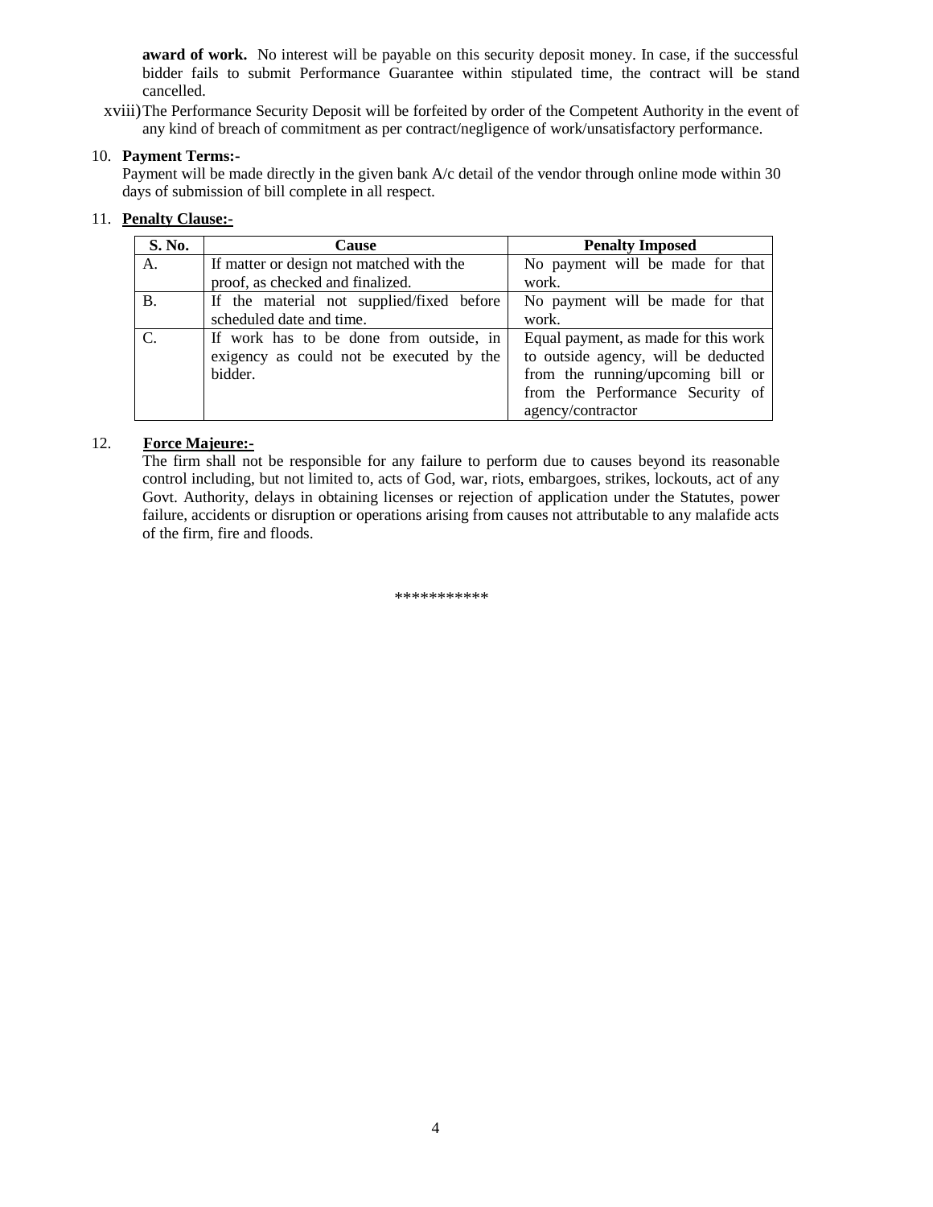**award of work.** No interest will be payable on this security deposit money. In case, if the successful bidder fails to submit Performance Guarantee within stipulated time, the contract will be stand cancelled.

xviii) The Performance Security Deposit will be forfeited by order of the Competent Authority in the event of any kind of breach of commitment as per contract/negligence of work/unsatisfactory performance.

10. **Payment Terms:-**

Payment will be made directly in the given bank A/c detail of the vendor through online mode within 30 days of submission of bill complete in all respect.

11. **Penalty Clause:-**

| S. No. | Cause | Penalty Imposed |
|---|---|---|
| A. | If matter or design not matched with the proof, as checked and finalized. | No payment will be made for that work. |
| B. | If the material not supplied/fixed before scheduled date and time. | No payment will be made for that work. |
| C. | If work has to be done from outside, in exigency as could not be executed by the bidder. | Equal payment, as made for this work to outside agency, will be deducted from the running/upcoming bill or from the Performance Security of agency/contractor |

12. **Force Majeure:-**

The firm shall not be responsible for any failure to perform due to causes beyond its reasonable control including, but not limited to, acts of God, war, riots, embargoes, strikes, lockouts, act of any Govt. Authority, delays in obtaining licenses or rejection of application under the Statutes, power failure, accidents or disruption or operations arising from causes not attributable to any malafide acts of the firm, fire and floods.

***********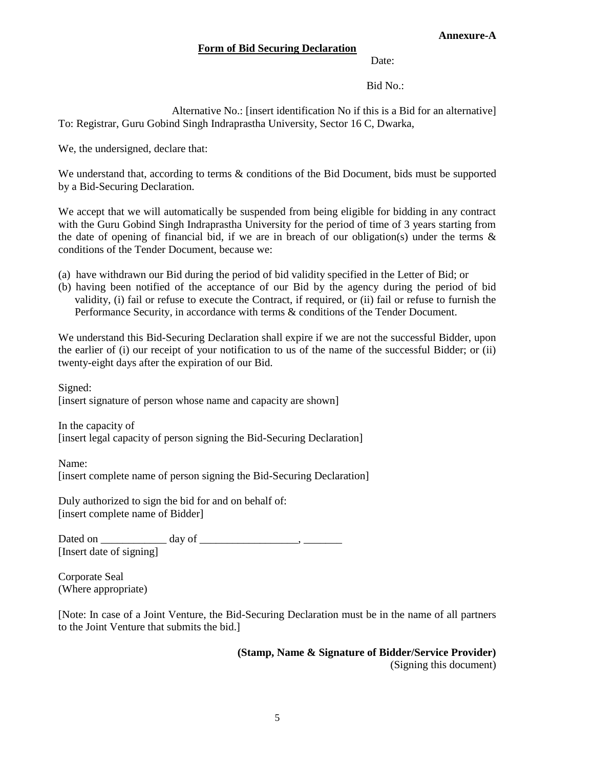**Annexure-A**

**Form of Bid Securing Declaration**

Date:

Bid No.:

Alternative No.: [insert identification No if this is a Bid for an alternative]

To: Registrar, Guru Gobind Singh Indraprastha University, Sector 16 C, Dwarka,

We, the undersigned, declare that:

We understand that, according to terms & conditions of the Bid Document, bids must be supported by a Bid-Securing Declaration.

We accept that we will automatically be suspended from being eligible for bidding in any contract with the Guru Gobind Singh Indraprastha University for the period of time of 3 years starting from the date of opening of financial bid, if we are in breach of our obligation(s) under the terms & conditions of the Tender Document, because we:

(a) have withdrawn our Bid during the period of bid validity specified in the Letter of Bid; or
(b) having been notified of the acceptance of our Bid by the agency during the period of bid validity, (i) fail or refuse to execute the Contract, if required, or (ii) fail or refuse to furnish the Performance Security, in accordance with terms & conditions of the Tender Document.

We understand this Bid-Securing Declaration shall expire if we are not the successful Bidder, upon the earlier of (i) our receipt of your notification to us of the name of the successful Bidder; or (ii) twenty-eight days after the expiration of our Bid.

Signed:
[insert signature of person whose name and capacity are shown]

In the capacity of
[insert legal capacity of person signing the Bid-Securing Declaration]

Name:
[insert complete name of person signing the Bid-Securing Declaration]

Duly authorized to sign the bid for and on behalf of:
[insert complete name of Bidder]

Dated on ____________ day of __________________, _______
[Insert date of signing]

Corporate Seal
(Where appropriate)

[Note: In case of a Joint Venture, the Bid-Securing Declaration must be in the name of all partners to the Joint Venture that submits the bid.]

**(Stamp, Name & Signature of Bidder/Service Provider)**
(Signing this document)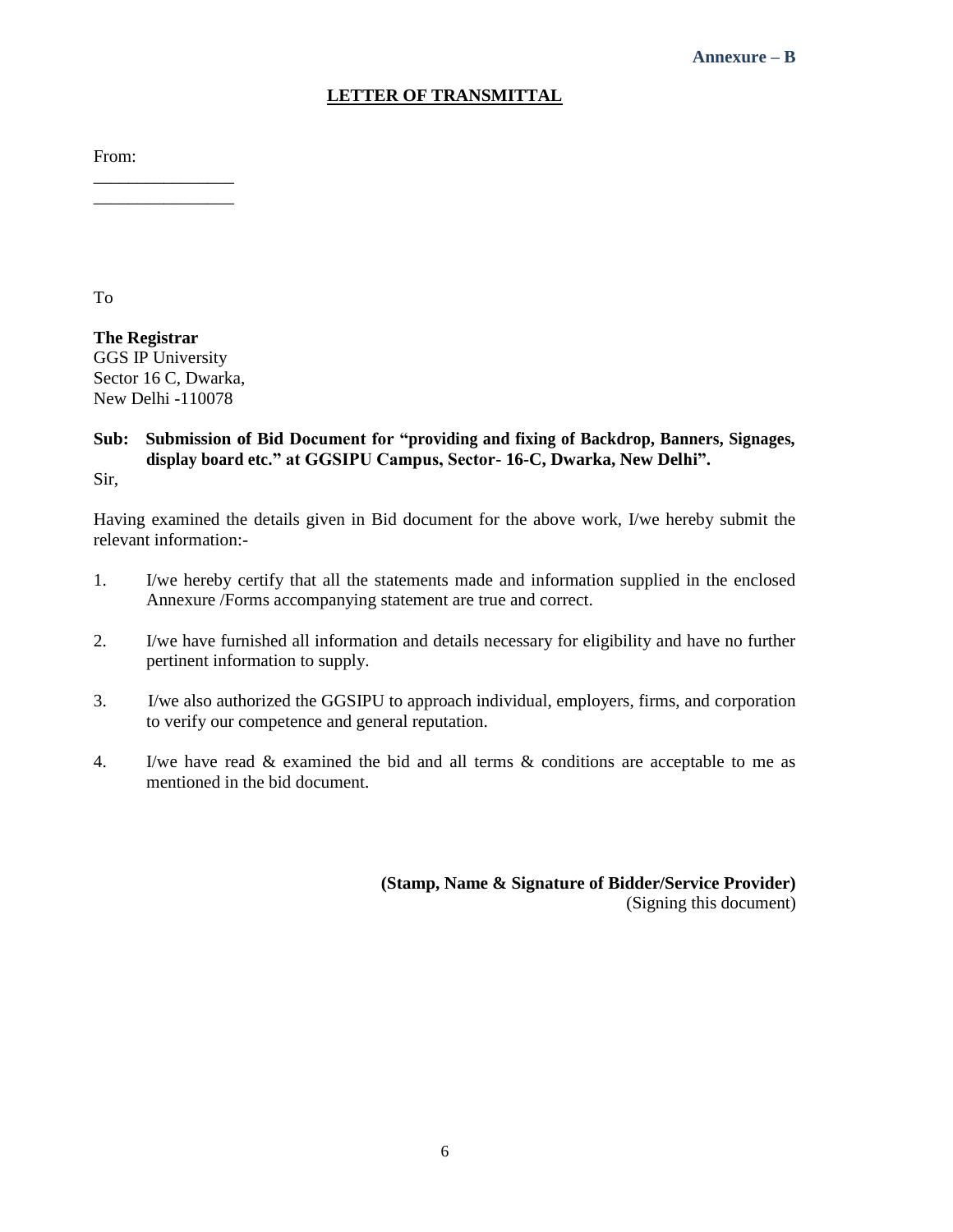**Annexure – B**

# LETTER OF TRANSMITTAL

From:

________________

________________

To

**The Registrar**
GGS IP University
Sector 16 C, Dwarka,
New Delhi -110078

**Sub: Submission of Bid Document for "providing and fixing of Backdrop, Banners, Signages, display board etc." at GGSIPU Campus, Sector- 16-C, Dwarka, New Delhi".**

Sir,

Having examined the details given in Bid document for the above work, I/we hereby submit the relevant information:-

1. I/we hereby certify that all the statements made and information supplied in the enclosed Annexure /Forms accompanying statement are true and correct.

2. I/we have furnished all information and details necessary for eligibility and have no further pertinent information to supply.

3. I/we also authorized the GGSIPU to approach individual, employers, firms, and corporation to verify our competence and general reputation.

4. I/we have read & examined the bid and all terms & conditions are acceptable to me as mentioned in the bid document.

**(Stamp, Name & Signature of Bidder/Service Provider)**
(Signing this document)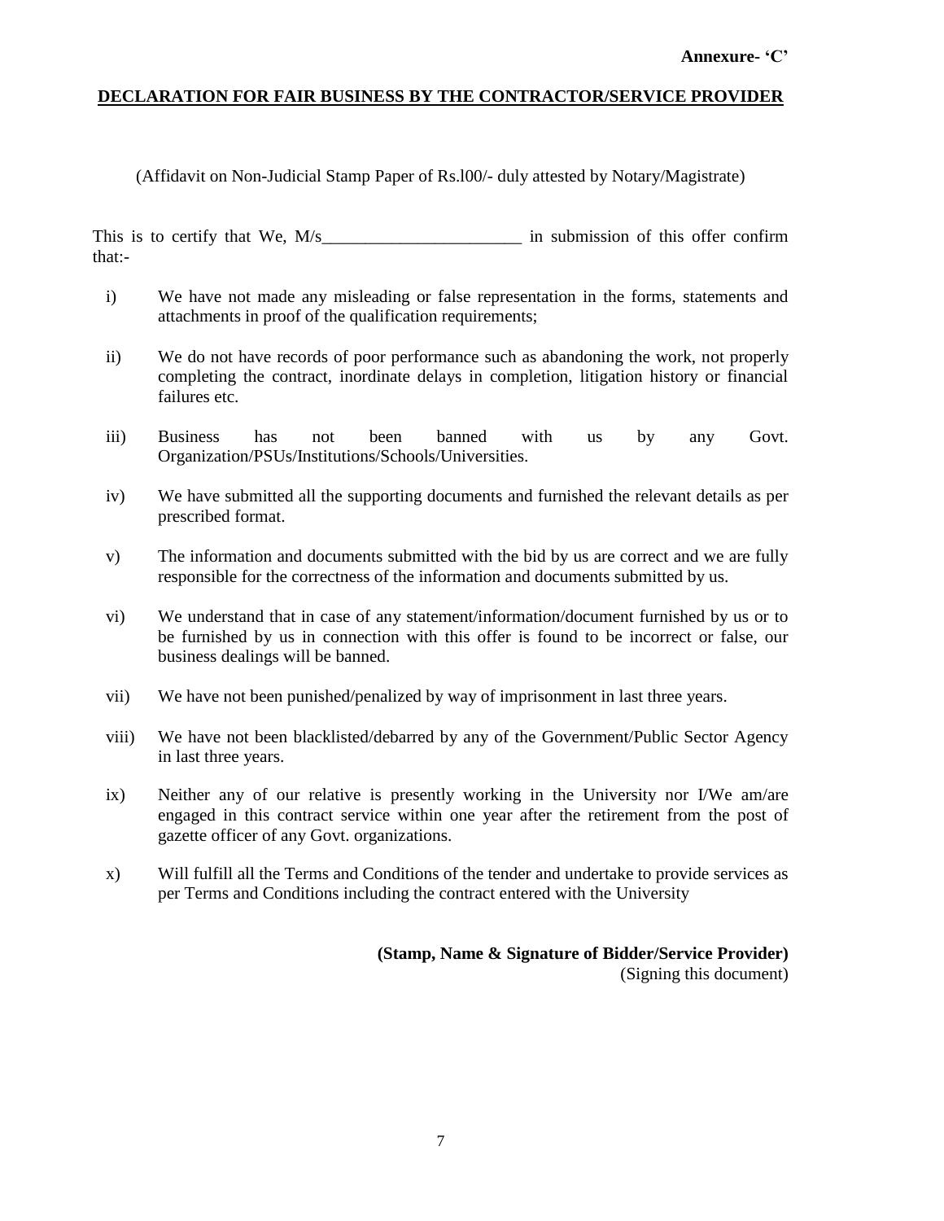**Annexure- ‘C’**

**DECLARATION FOR FAIR BUSINESS BY THE CONTRACTOR/SERVICE PROVIDER**

(Affidavit on Non-Judicial Stamp Paper of Rs.l00/- duly attested by Notary/Magistrate)

This is to certify that We, M/s_______________________ in submission of this offer confirm that:-

i) We have not made any misleading or false representation in the forms, statements and attachments in proof of the qualification requirements;

ii) We do not have records of poor performance such as abandoning the work, not properly completing the contract, inordinate delays in completion, litigation history or financial failures etc.

iii) Business has not been banned with us by any Govt. Organization/PSUs/Institutions/Schools/Universities.

iv) We have submitted all the supporting documents and furnished the relevant details as per prescribed format.

v) The information and documents submitted with the bid by us are correct and we are fully responsible for the correctness of the information and documents submitted by us.

vi) We understand that in case of any statement/information/document furnished by us or to be furnished by us in connection with this offer is found to be incorrect or false, our business dealings will be banned.

vii) We have not been punished/penalized by way of imprisonment in last three years.

viii) We have not been blacklisted/debarred by any of the Government/Public Sector Agency in last three years.

ix) Neither any of our relative is presently working in the University nor I/We am/are engaged in this contract service within one year after the retirement from the post of gazette officer of any Govt. organizations.

x) Will fulfill all the Terms and Conditions of the tender and undertake to provide services as per Terms and Conditions including the contract entered with the University

**(Stamp, Name & Signature of Bidder/Service Provider)**
(Signing this document)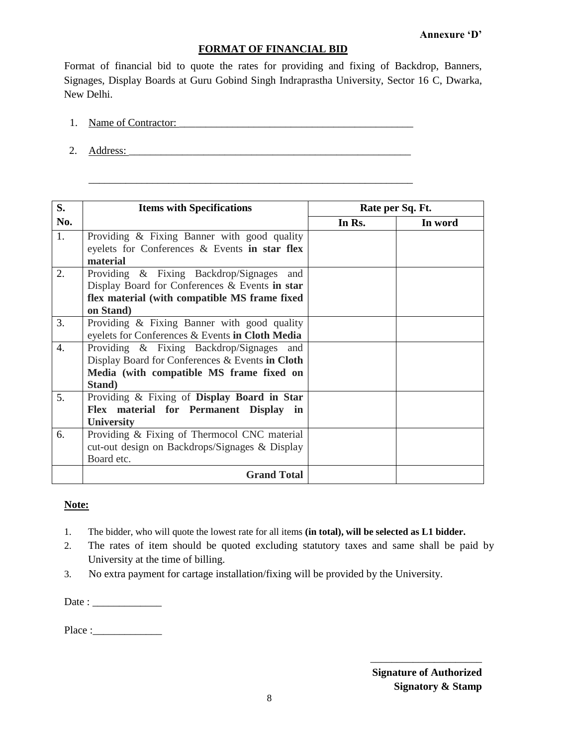**Annexure 'D'**

## FORMAT OF FINANCIAL BID

Format of financial bid to quote the rates for providing and fixing of Backdrop, Banners, Signages, Display Boards at Guru Gobind Singh Indraprastha University, Sector 16 C, Dwarka, New Delhi.

1. Name of Contractor: _______________________________________________

2. Address: _________________________________________________________

   _____________________________________________________________________

| S. No. | Items with Specifications | Rate per Sq. Ft. | |
|---|---|---|---|
| | | In Rs. | In word |
| 1. | Providing & Fixing Banner with good quality eyelets for Conferences & Events **in star flex material** | | |
| 2. | Providing & Fixing Backdrop/Signages and Display Board for Conferences & Events **in star flex material (with compatible MS frame fixed on Stand)** | | |
| 3. | Providing & Fixing Banner with good quality eyelets for Conferences & Events **in Cloth Media** | | |
| 4. | Providing & Fixing Backdrop/Signages and Display Board for Conferences & Events **in Cloth Media (with compatible MS frame fixed on Stand)** | | |
| 5. | Providing & Fixing of **Display Board in Star Flex material for Permanent Display in University** | | |
| 6. | Providing & Fixing of Thermocol CNC material cut-out design on Backdrops/Signages & Display Board etc. | | |
| | **Grand Total** | | |

**Note:**

1. The bidder, who will quote the lowest rate for all items **(in total), will be selected as L1 bidder.**
2. The rates of item should be quoted excluding statutory taxes and same shall be paid by University at the time of billing.
3. No extra payment for cartage installation/fixing will be provided by the University.

Date : _____________

Place :_____________

____________________

**Signature of Authorized Signatory & Stamp**